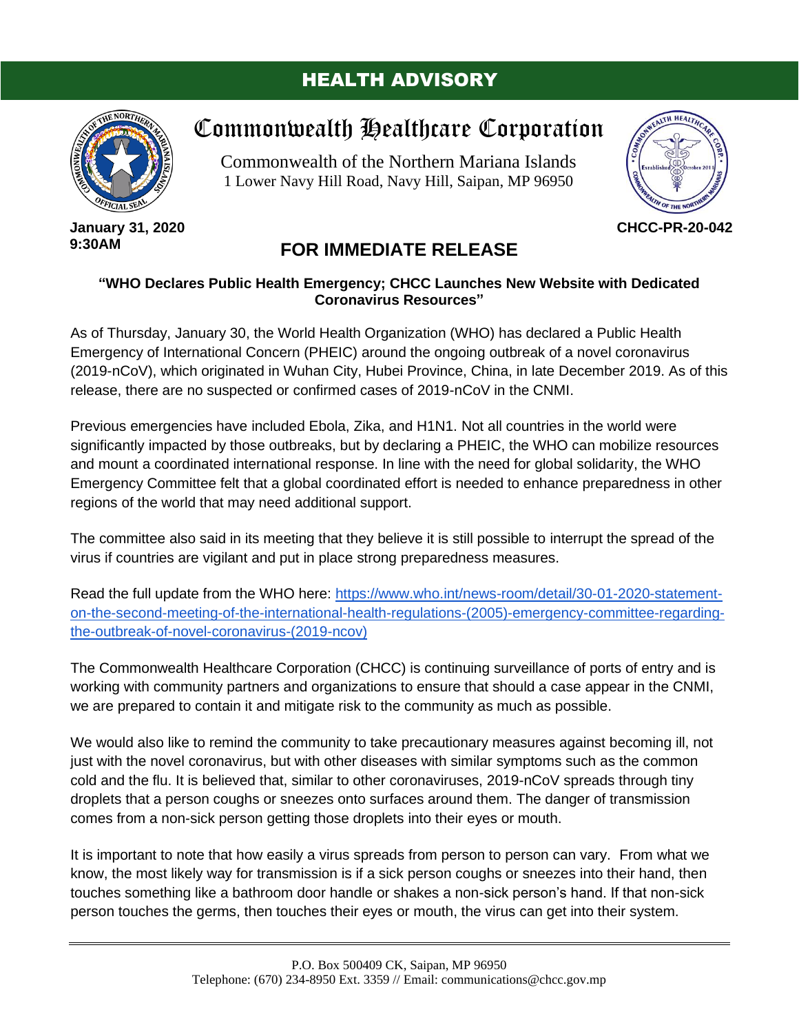# HEALTH ADVISORY

## Commonwealth Healthcare Corporation

Commonwealth of the Northern Mariana Islands
1 Lower Navy Hill Road, Navy Hill, Saipan, MP 96950

**January 31, 2020**
**9:30AM**

**CHCC-PR-20-042**

## FOR IMMEDIATE RELEASE

**"WHO Declares Public Health Emergency; CHCC Launches New Website with Dedicated Coronavirus Resources"**

As of Thursday, January 30, the World Health Organization (WHO) has declared a Public Health Emergency of International Concern (PHEIC) around the ongoing outbreak of a novel coronavirus (2019-nCoV), which originated in Wuhan City, Hubei Province, China, in late December 2019. As of this release, there are no suspected or confirmed cases of 2019-nCoV in the CNMI.

Previous emergencies have included Ebola, Zika, and H1N1. Not all countries in the world were significantly impacted by those outbreaks, but by declaring a PHEIC, the WHO can mobilize resources and mount a coordinated international response. In line with the need for global solidarity, the WHO Emergency Committee felt that a global coordinated effort is needed to enhance preparedness in other regions of the world that may need additional support.

The committee also said in its meeting that they believe it is still possible to interrupt the spread of the virus if countries are vigilant and put in place strong preparedness measures.

Read the full update from the WHO here: https://www.who.int/news-room/detail/30-01-2020-statement-on-the-second-meeting-of-the-international-health-regulations-(2005)-emergency-committee-regarding-the-outbreak-of-novel-coronavirus-(2019-ncov)

The Commonwealth Healthcare Corporation (CHCC) is continuing surveillance of ports of entry and is working with community partners and organizations to ensure that should a case appear in the CNMI, we are prepared to contain it and mitigate risk to the community as much as possible.

We would also like to remind the community to take precautionary measures against becoming ill, not just with the novel coronavirus, but with other diseases with similar symptoms such as the common cold and the flu. It is believed that, similar to other coronaviruses, 2019-nCoV spreads through tiny droplets that a person coughs or sneezes onto surfaces around them. The danger of transmission comes from a non-sick person getting those droplets into their eyes or mouth.

It is important to note that how easily a virus spreads from person to person can vary. From what we know, the most likely way for transmission is if a sick person coughs or sneezes into their hand, then touches something like a bathroom door handle or shakes a non-sick person's hand. If that non-sick person touches the germs, then touches their eyes or mouth, the virus can get into their system.

P.O. Box 500409 CK, Saipan, MP 96950
Telephone: (670) 234-8950 Ext. 3359 // Email: communications@chcc.gov.mp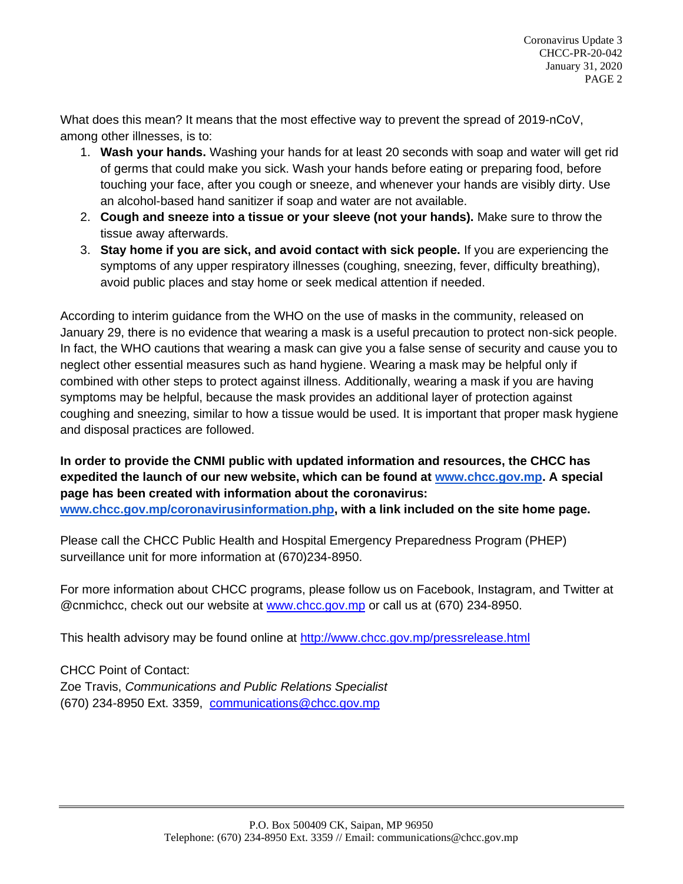What does this mean? It means that the most effective way to prevent the spread of 2019-nCoV, among other illnesses, is to:

1. **Wash your hands.** Washing your hands for at least 20 seconds with soap and water will get rid of germs that could make you sick. Wash your hands before eating or preparing food, before touching your face, after you cough or sneeze, and whenever your hands are visibly dirty. Use an alcohol-based hand sanitizer if soap and water are not available.
2. **Cough and sneeze into a tissue or your sleeve (not your hands).** Make sure to throw the tissue away afterwards.
3. **Stay home if you are sick, and avoid contact with sick people.** If you are experiencing the symptoms of any upper respiratory illnesses (coughing, sneezing, fever, difficulty breathing), avoid public places and stay home or seek medical attention if needed.

According to interim guidance from the WHO on the use of masks in the community, released on January 29, there is no evidence that wearing a mask is a useful precaution to protect non-sick people. In fact, the WHO cautions that wearing a mask can give you a false sense of security and cause you to neglect other essential measures such as hand hygiene. Wearing a mask may be helpful only if combined with other steps to protect against illness. Additionally, wearing a mask if you are having symptoms may be helpful, because the mask provides an additional layer of protection against coughing and sneezing, similar to how a tissue would be used. It is important that proper mask hygiene and disposal practices are followed.

**In order to provide the CNMI public with updated information and resources, the CHCC has expedited the launch of our new website, which can be found at [www.chcc.gov.mp](http://www.chcc.gov.mp). A special page has been created with information about the coronavirus: [www.chcc.gov.mp/coronavirusinformation.php](http://www.chcc.gov.mp/coronavirusinformation.php), with a link included on the site home page.**

Please call the CHCC Public Health and Hospital Emergency Preparedness Program (PHEP) surveillance unit for more information at (670)234-8950.

For more information about CHCC programs, please follow us on Facebook, Instagram, and Twitter at @cnmichcc, check out our website at [www.chcc.gov.mp](http://www.chcc.gov.mp) or call us at (670) 234-8950.

This health advisory may be found online at [http://www.chcc.gov.mp/pressrelease.html](http://www.chcc.gov.mp/pressrelease.html)

CHCC Point of Contact:
Zoe Travis, *Communications and Public Relations Specialist*
(670) 234-8950 Ext. 3359, [communications@chcc.gov.mp](mailto:communications@chcc.gov.mp)